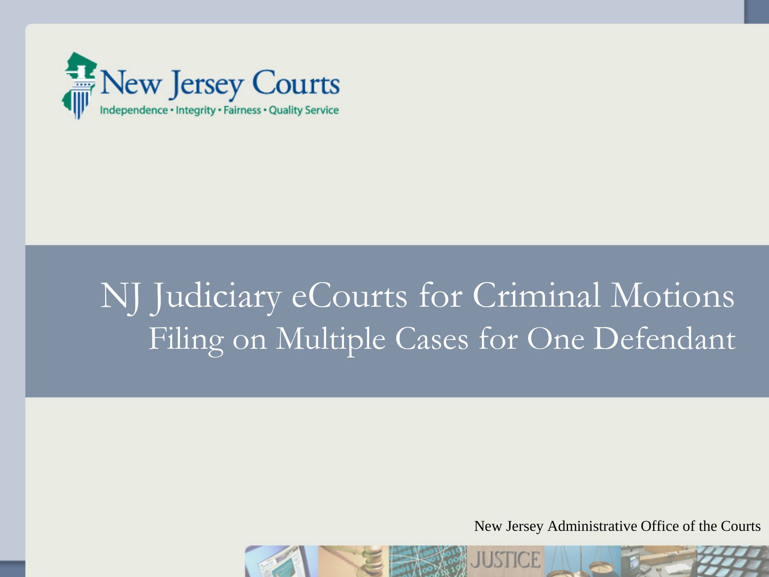New Jersey Courts

Independence • Integrity • Fairness • Quality Service

# NJ Judiciary eCourts for Criminal Motions

## Filing on Multiple Cases for One Defendant

New Jersey Administrative Office of the Courts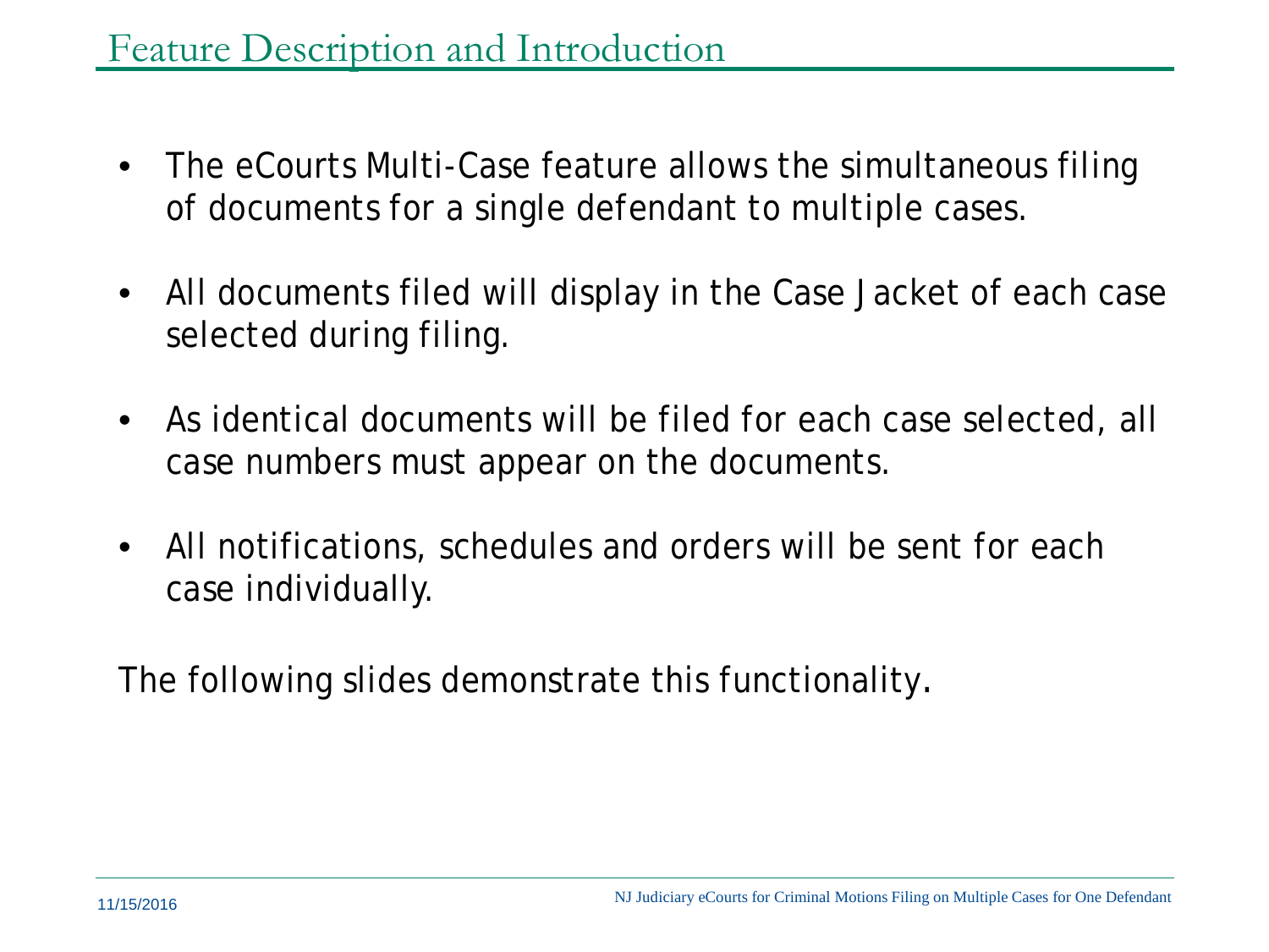## Feature Description and Introduction

- The eCourts Multi-Case feature allows the simultaneous filing of documents for a single defendant to multiple cases.
- All documents filed will display in the Case Jacket of each case selected during filing.
- As identical documents will be filed for each case selected, all case numbers must appear on the documents.
- All notifications, schedules and orders will be sent for each case individually.

The following slides demonstrate this functionality.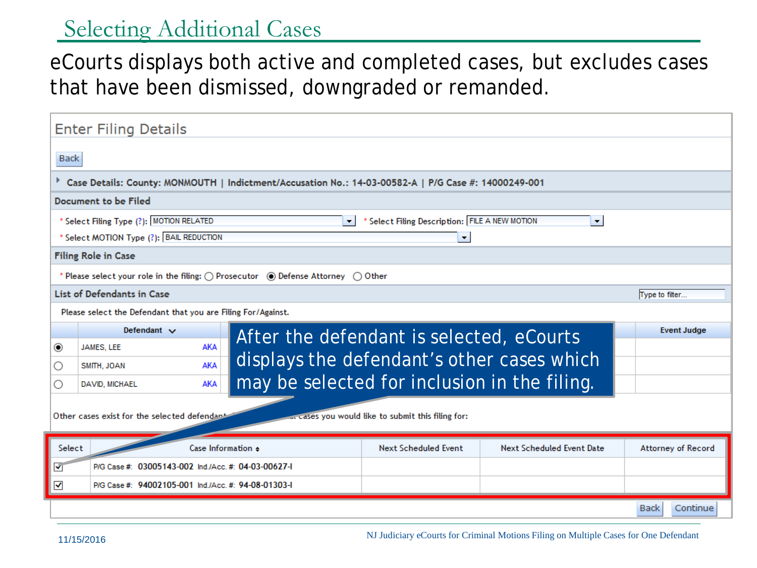# Selecting Additional Cases

eCourts displays both active and completed cases, but excludes cases that have been dismissed, downgraded or remanded.

## Enter Filing Details

Back

**Case Details: County: MONMOUTH | Indictment/Accusation No.: 14-03-00582-A | P/G Case #: 14000249-001**

**Document to be Filed**

\* Select Filing Type (?): MOTION RELATED    \* Select Filing Description: FILE A NEW MOTION

\* Select MOTION Type (?): BAIL REDUCTION

**Filing Role in Case**

\* Please select your role in the filing: ○ Prosecutor ◉ Defense Attorney ○ Other

**List of Defendants in Case**

Type to filter...

Please select the Defendant that you are Filing For/Against.

| | Defendant | | Event Judge |
|---|---|---|---|
| ◉ | JAMES, LEE | AKA | |
| ○ | SMITH, JOAN | AKA | |
| ○ | DAVID, MICHAEL | AKA | |

After the defendant is selected, eCourts displays the defendant's other cases which may be selected for inclusion in the filing.

Other cases exist for the selected defendant ... cases you would like to submit this filing for:

| Select | Case Information | Next Scheduled Event | Next Scheduled Event Date | Attorney of Record |
|---|---|---|---|---|
| ☑ | P/G Case #: 03005143-002 Ind./Acc. #: 04-03-00627-I | | | |
| ☑ | P/G Case #: 94002105-001 Ind./Acc. #: 94-08-01303-I | | | |

Back Continue

11/15/2016

NJ Judiciary eCourts for Criminal Motions Filing on Multiple Cases for One Defendant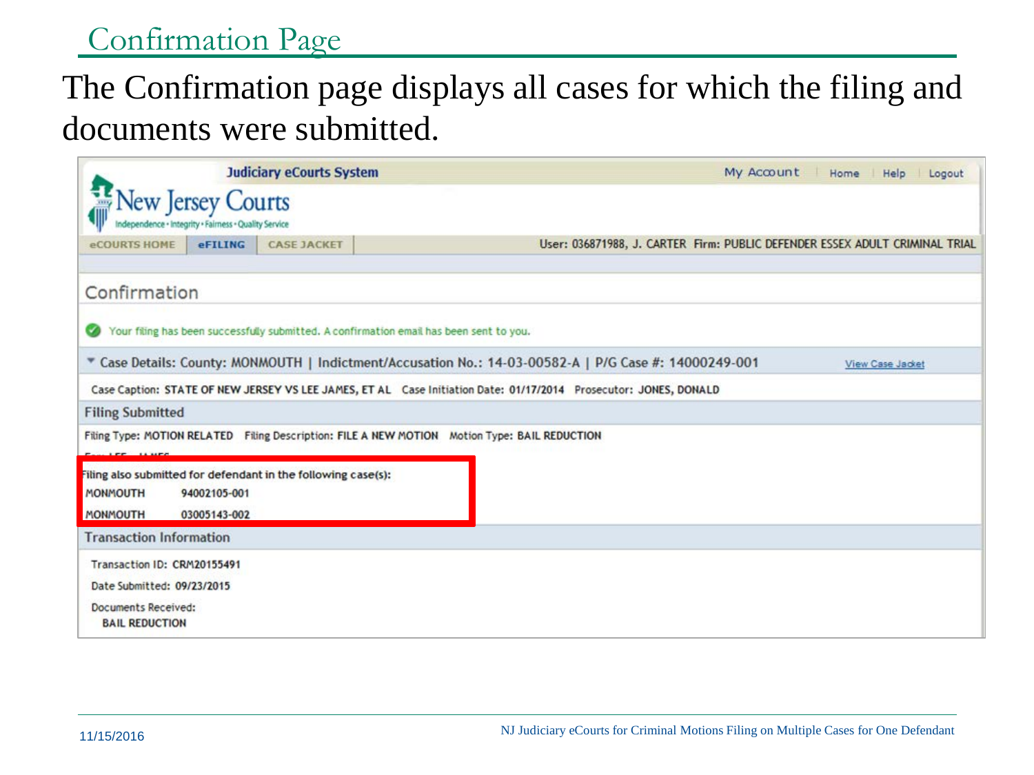## Confirmation Page

The Confirmation page displays all cases for which the filing and documents were submitted.

Judiciary eCourts System

My Account | Home | Help | Logout

New Jersey Courts

Independence • Integrity • Fairness • Quality Service

eCOURTS HOME | eFILING | CASE JACKET

User: 036871988, J. CARTER Firm: PUBLIC DEFENDER ESSEX ADULT CRIMINAL TRIAL

### Confirmation

Your filing has been successfully submitted. A confirmation email has been sent to you.

**Case Details: County: MONMOUTH | Indictment/Accusation No.: 14-03-00582-A | P/G Case #: 14000249-001** View Case Jacket

Case Caption: **STATE OF NEW JERSEY VS LEE JAMES, ET AL** Case Initiation Date: **01/17/2014** Prosecutor: **JONES, DONALD**

**Filing Submitted**

Filing Type: **MOTION RELATED** Filing Description: **FILE A NEW MOTION** Motion Type: **BAIL REDUCTION**

For: LEE, JAMES

Filing also submitted for defendant in the following case(s):

| | |
|---|---|
| MONMOUTH | 94002105-001 |
| MONMOUTH | 03005143-002 |

**Transaction Information**

Transaction ID: **CRM20155491**

Date Submitted: **09/23/2015**

Documents Received:

**BAIL REDUCTION**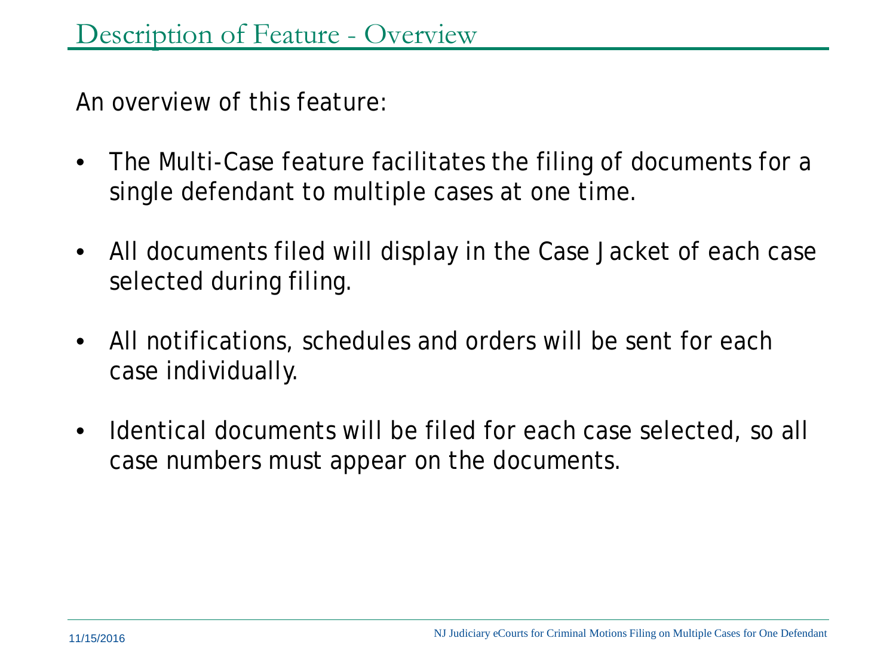## Description of Feature - Overview

An overview of this feature:

- The Multi-Case feature facilitates the filing of documents for a single defendant to multiple cases at one time.
- All documents filed will display in the Case Jacket of each case selected during filing.
- All notifications, schedules and orders will be sent for each case individually.
- Identical documents will be filed for each case selected, so all case numbers must appear on the documents.